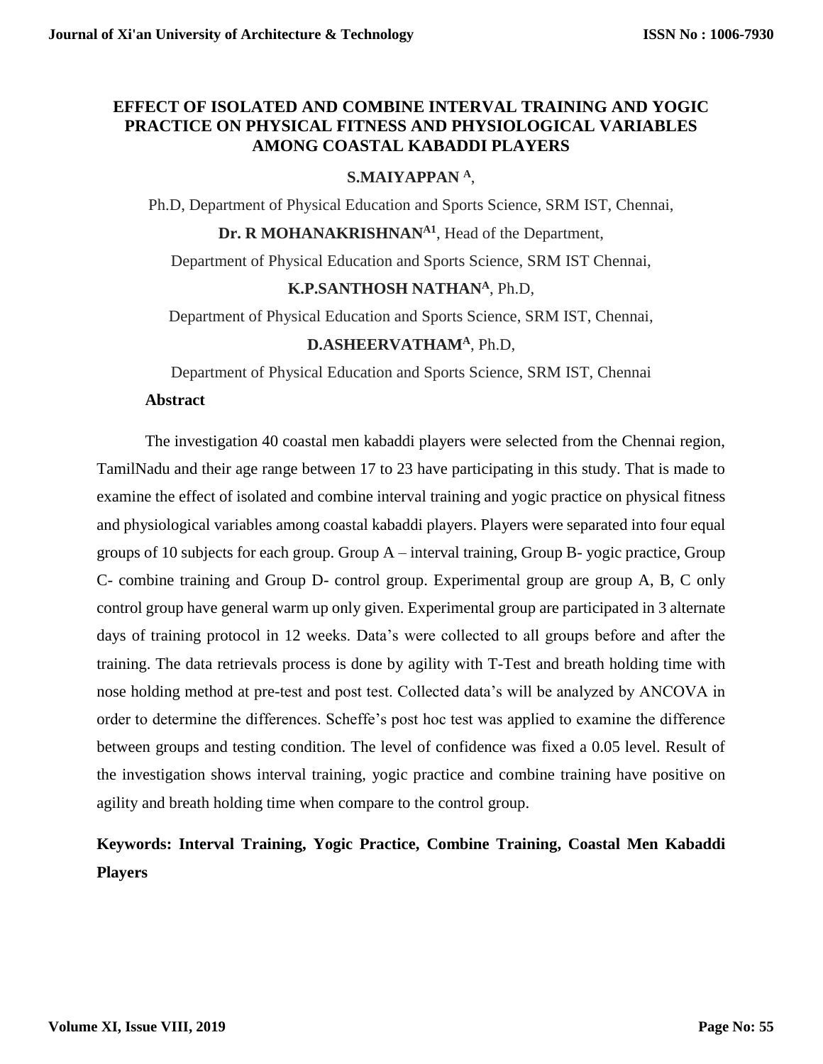# EFFECT OF ISOLATED AND COMBINE INTERVAL TRAINING AND YOGIC PRACTICE ON PHYSICAL FITNESS AND PHYSIOLOGICAL VARIABLES AMONG COASTAL KABADDI PLAYERS

**S.MAIYAPPAN** [A],

Ph.D, Department of Physical Education and Sports Science, SRM IST, Chennai,

**Dr. R MOHANAKRISHNAN**[A1], Head of the Department,

Department of Physical Education and Sports Science, SRM IST Chennai,

**K.P.SANTHOSH NATHAN**[A], Ph.D,

Department of Physical Education and Sports Science, SRM IST, Chennai,

**D.ASHEERVATHAM**[A], Ph.D,

Department of Physical Education and Sports Science, SRM IST, Chennai

## Abstract

The investigation 40 coastal men kabaddi players were selected from the Chennai region, TamilNadu and their age range between 17 to 23 have participating in this study. That is made to examine the effect of isolated and combine interval training and yogic practice on physical fitness and physiological variables among coastal kabaddi players. Players were separated into four equal groups of 10 subjects for each group. Group A – interval training, Group B- yogic practice, Group C- combine training and Group D- control group. Experimental group are group A, B, C only control group have general warm up only given. Experimental group are participated in 3 alternate days of training protocol in 12 weeks. Data's were collected to all groups before and after the training. The data retrievals process is done by agility with T-Test and breath holding time with nose holding method at pre-test and post test. Collected data's will be analyzed by ANCOVA in order to determine the differences. Scheffe's post hoc test was applied to examine the difference between groups and testing condition. The level of confidence was fixed a 0.05 level. Result of the investigation shows interval training, yogic practice and combine training have positive on agility and breath holding time when compare to the control group.

**Keywords: Interval Training, Yogic Practice, Combine Training, Coastal Men Kabaddi Players**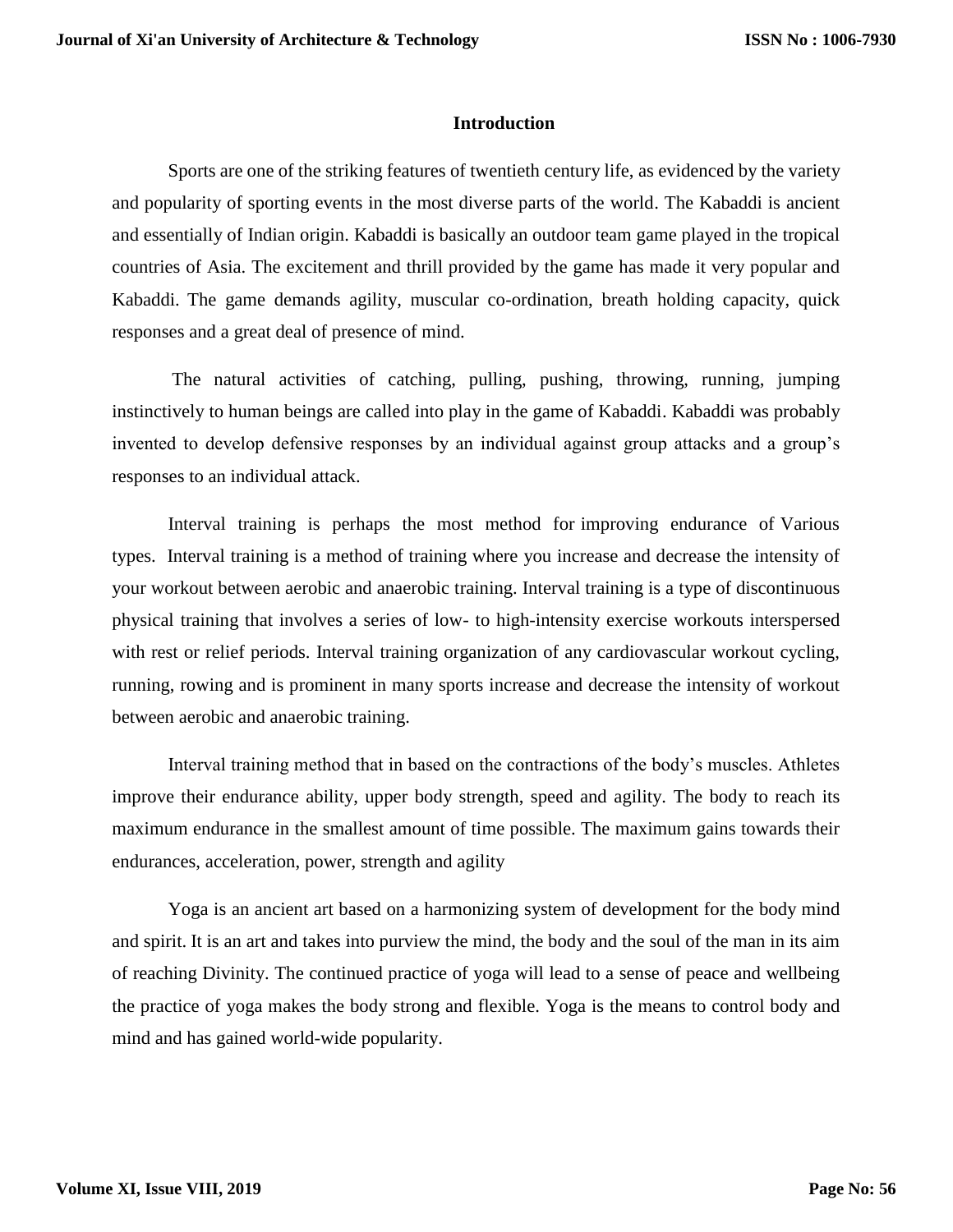## Introduction

Sports are one of the striking features of twentieth century life, as evidenced by the variety and popularity of sporting events in the most diverse parts of the world. The Kabaddi is ancient and essentially of Indian origin. Kabaddi is basically an outdoor team game played in the tropical countries of Asia. The excitement and thrill provided by the game has made it very popular and Kabaddi. The game demands agility, muscular co-ordination, breath holding capacity, quick responses and a great deal of presence of mind.

The natural activities of catching, pulling, pushing, throwing, running, jumping instinctively to human beings are called into play in the game of Kabaddi. Kabaddi was probably invented to develop defensive responses by an individual against group attacks and a group's responses to an individual attack.

Interval training is perhaps the most method for improving endurance of Various types. Interval training is a method of training where you increase and decrease the intensity of your workout between aerobic and anaerobic training. Interval training is a type of discontinuous physical training that involves a series of low- to high-intensity exercise workouts interspersed with rest or relief periods. Interval training organization of any cardiovascular workout cycling, running, rowing and is prominent in many sports increase and decrease the intensity of workout between aerobic and anaerobic training.

Interval training method that in based on the contractions of the body's muscles. Athletes improve their endurance ability, upper body strength, speed and agility. The body to reach its maximum endurance in the smallest amount of time possible. The maximum gains towards their endurances, acceleration, power, strength and agility

Yoga is an ancient art based on a harmonizing system of development for the body mind and spirit. It is an art and takes into purview the mind, the body and the soul of the man in its aim of reaching Divinity. The continued practice of yoga will lead to a sense of peace and wellbeing the practice of yoga makes the body strong and flexible. Yoga is the means to control body and mind and has gained world-wide popularity.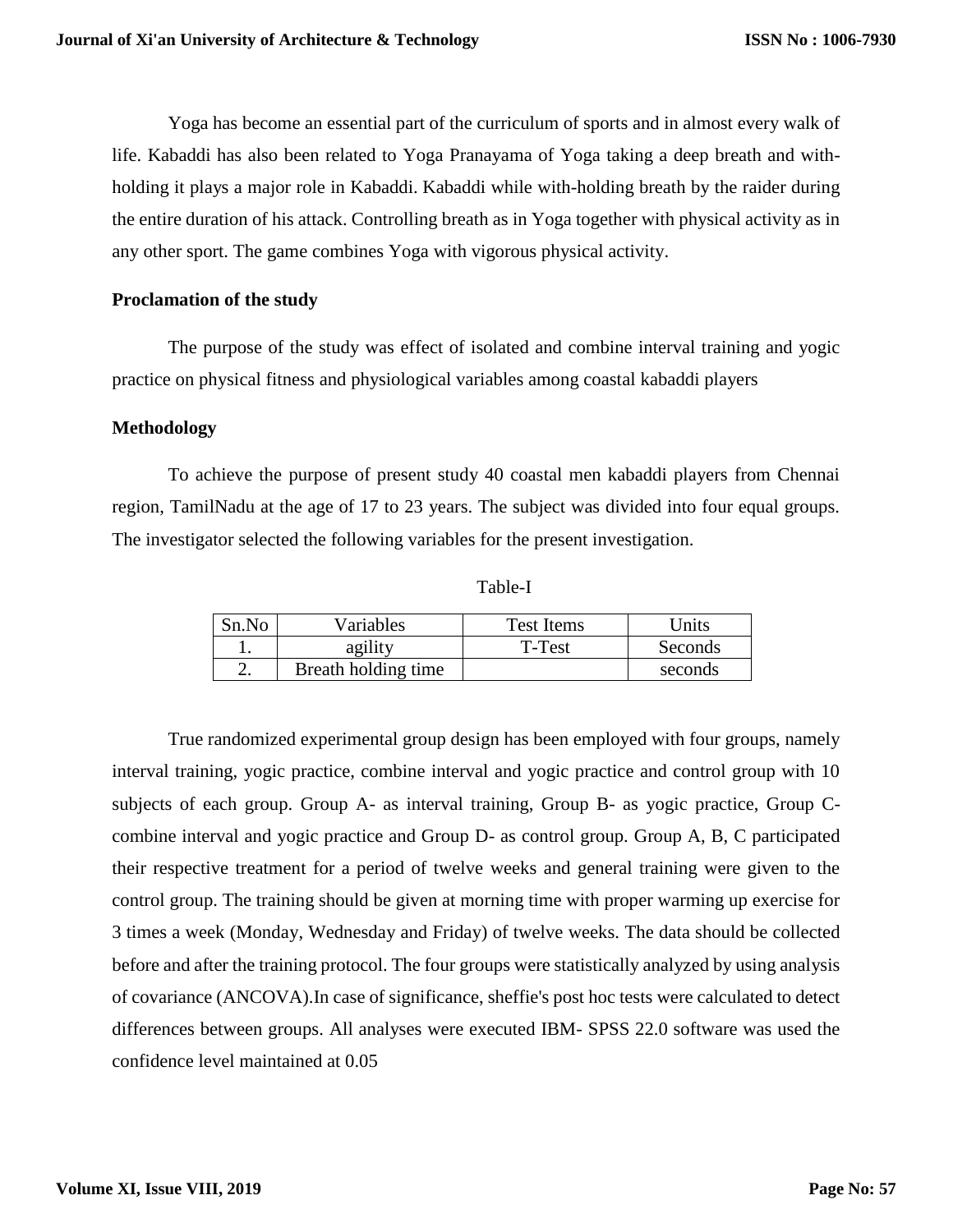Yoga has become an essential part of the curriculum of sports and in almost every walk of life. Kabaddi has also been related to Yoga Pranayama of Yoga taking a deep breath and with-holding it plays a major role in Kabaddi. Kabaddi while with-holding breath by the raider during the entire duration of his attack. Controlling breath as in Yoga together with physical activity as in any other sport. The game combines Yoga with vigorous physical activity.

**Proclamation of the study**

The purpose of the study was effect of isolated and combine interval training and yogic practice on physical fitness and physiological variables among coastal kabaddi players

**Methodology**

To achieve the purpose of present study 40 coastal men kabaddi players from Chennai region, TamilNadu at the age of 17 to 23 years. The subject was divided into four equal groups. The investigator selected the following variables for the present investigation.

Table-I

| Sn.No | Variables | Test Items | Units |
|---|---|---|---|
| 1. | agility | T-Test | Seconds |
| 2. | Breath holding time | | seconds |

True randomized experimental group design has been employed with four groups, namely interval training, yogic practice, combine interval and yogic practice and control group with 10 subjects of each group. Group A- as interval training, Group B- as yogic practice, Group C- combine interval and yogic practice and Group D- as control group. Group A, B, C participated their respective treatment for a period of twelve weeks and general training were given to the control group. The training should be given at morning time with proper warming up exercise for 3 times a week (Monday, Wednesday and Friday) of twelve weeks. The data should be collected before and after the training protocol. The four groups were statistically analyzed by using analysis of covariance (ANCOVA).In case of significance, sheffie's post hoc tests were calculated to detect differences between groups. All analyses were executed IBM- SPSS 22.0 software was used the confidence level maintained at 0.05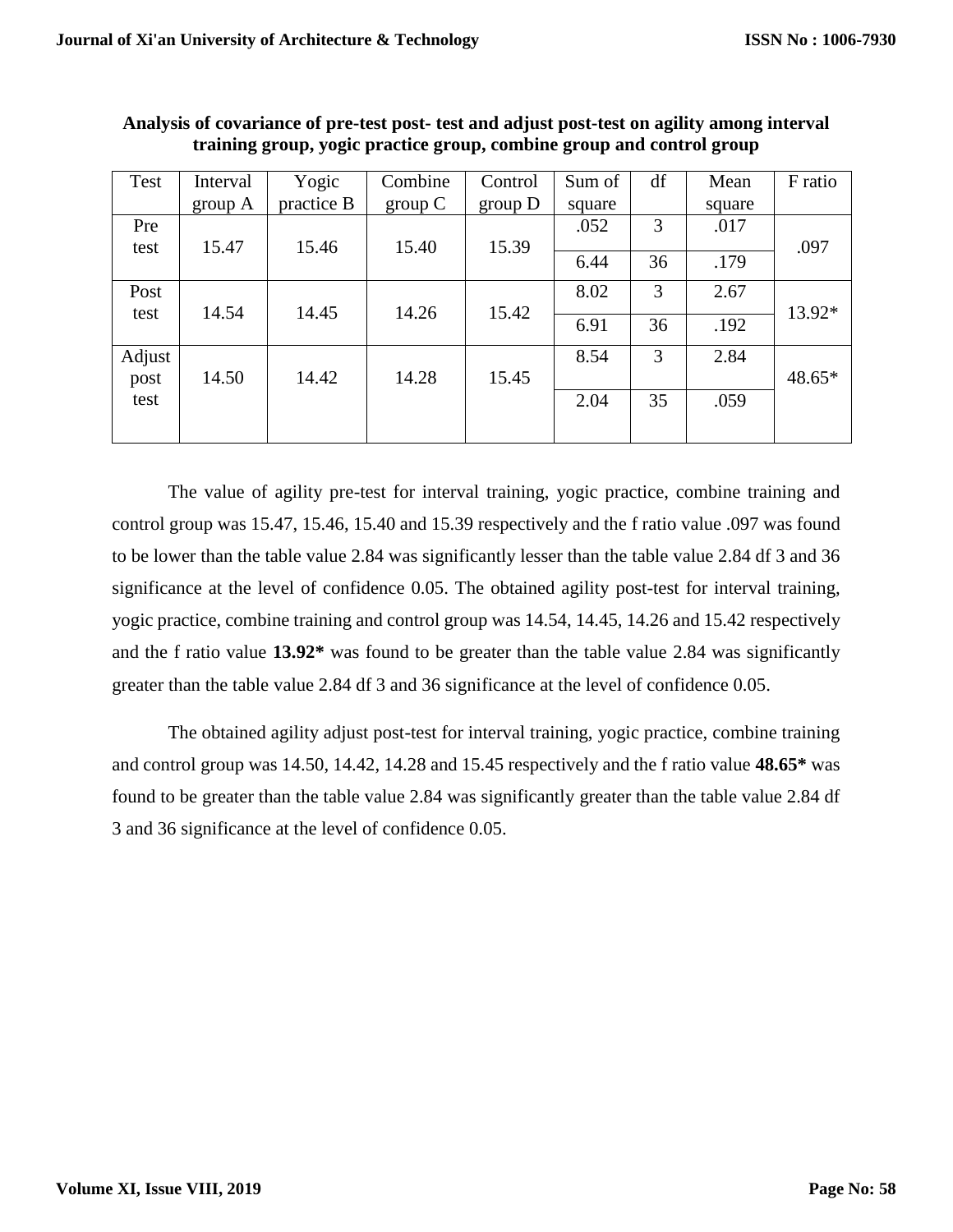**Analysis of covariance of pre-test post- test and adjust post-test on agility among interval training group, yogic practice group, combine group and control group**

| Test | Interval group A | Yogic practice B | Combine group C | Control group D | Sum of square | df | Mean square | F ratio |
|---|---|---|---|---|---|---|---|---|
| Pre test | 15.47 | 15.46 | 15.40 | 15.39 | .052 | 3 | .017 | .097 |
| | | | | | 6.44 | 36 | .179 | |
| Post test | 14.54 | 14.45 | 14.26 | 15.42 | 8.02 | 3 | 2.67 | 13.92* |
| | | | | | 6.91 | 36 | .192 | |
| Adjust post test | 14.50 | 14.42 | 14.28 | 15.45 | 8.54 | 3 | 2.84 | 48.65* |
| | | | | | 2.04 | 35 | .059 | |

The value of agility pre-test for interval training, yogic practice, combine training and control group was 15.47, 15.46, 15.40 and 15.39 respectively and the f ratio value .097 was found to be lower than the table value 2.84 was significantly lesser than the table value 2.84 df 3 and 36 significance at the level of confidence 0.05. The obtained agility post-test for interval training, yogic practice, combine training and control group was 14.54, 14.45, 14.26 and 15.42 respectively and the f ratio value **13.92*** was found to be greater than the table value 2.84 was significantly greater than the table value 2.84 df 3 and 36 significance at the level of confidence 0.05.

The obtained agility adjust post-test for interval training, yogic practice, combine training and control group was 14.50, 14.42, 14.28 and 15.45 respectively and the f ratio value **48.65*** was found to be greater than the table value 2.84 was significantly greater than the table value 2.84 df 3 and 36 significance at the level of confidence 0.05.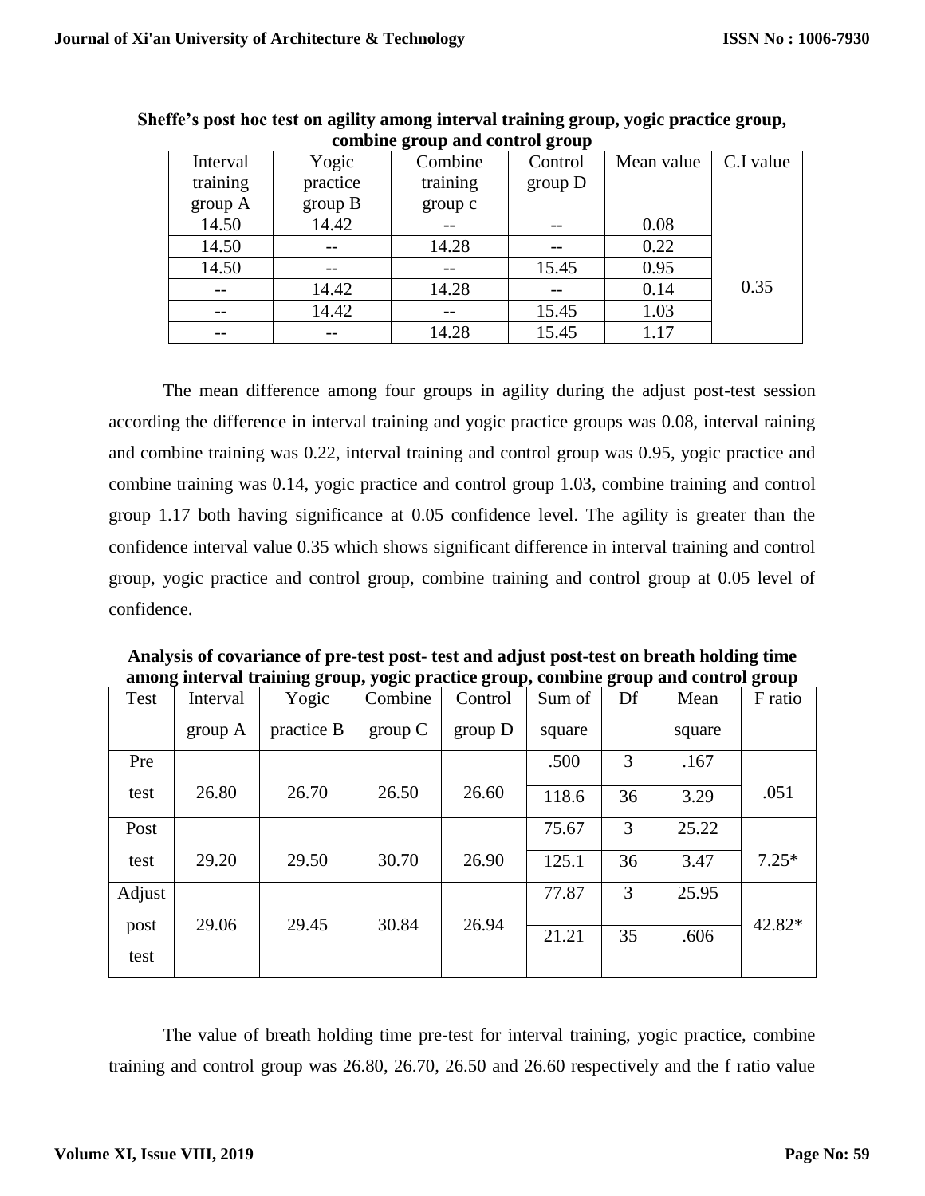**Sheffe's post hoc test on agility among interval training group, yogic practice group, combine group and control group**

| Interval training group A | Yogic practice group B | Combine training group c | Control group D | Mean value | C.I value |
|---|---|---|---|---|---|
| 14.50 | 14.42 | -- | -- | 0.08 | 0.35 |
| 14.50 | -- | 14.28 | -- | 0.22 | |
| 14.50 | -- | -- | 15.45 | 0.95 | |
| -- | 14.42 | 14.28 | -- | 0.14 | |
| -- | 14.42 | -- | 15.45 | 1.03 | |
| -- | -- | 14.28 | 15.45 | 1.17 | |

The mean difference among four groups in agility during the adjust post-test session according the difference in interval training and yogic practice groups was 0.08, interval raining and combine training was 0.22, interval training and control group was 0.95, yogic practice and combine training was 0.14, yogic practice and control group 1.03, combine training and control group 1.17 both having significance at 0.05 confidence level. The agility is greater than the confidence interval value 0.35 which shows significant difference in interval training and control group, yogic practice and control group, combine training and control group at 0.05 level of confidence.

**Analysis of covariance of pre-test post- test and adjust post-test on breath holding time among interval training group, yogic practice group, combine group and control group**

| Test | Interval group A | Yogic practice B | Combine group C | Control group D | Sum of square | Df | Mean square | F ratio |
|---|---|---|---|---|---|---|---|---|
| Pre test | 26.80 | 26.70 | 26.50 | 26.60 | .500 | 3 | .167 | .051 |
| | | | | | 118.6 | 36 | 3.29 | |
| Post test | 29.20 | 29.50 | 30.70 | 26.90 | 75.67 | 3 | 25.22 | 7.25* |
| | | | | | 125.1 | 36 | 3.47 | |
| Adjust post test | 29.06 | 29.45 | 30.84 | 26.94 | 77.87 | 3 | 25.95 | 42.82* |
| | | | | | 21.21 | 35 | .606 | |

The value of breath holding time pre-test for interval training, yogic practice, combine training and control group was 26.80, 26.70, 26.50 and 26.60 respectively and the f ratio value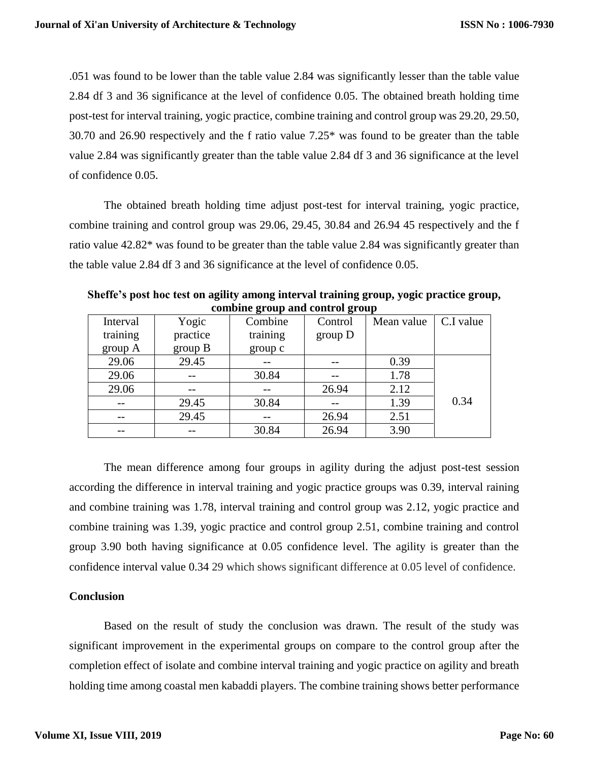.051 was found to be lower than the table value 2.84 was significantly lesser than the table value 2.84 df 3 and 36 significance at the level of confidence 0.05. The obtained breath holding time post-test for interval training, yogic practice, combine training and control group was 29.20, 29.50, 30.70 and 26.90 respectively and the f ratio value 7.25* was found to be greater than the table value 2.84 was significantly greater than the table value 2.84 df 3 and 36 significance at the level of confidence 0.05.

The obtained breath holding time adjust post-test for interval training, yogic practice, combine training and control group was 29.06, 29.45, 30.84 and 26.94 45 respectively and the f ratio value 42.82* was found to be greater than the table value 2.84 was significantly greater than the table value 2.84 df 3 and 36 significance at the level of confidence 0.05.

**Sheffe's post hoc test on agility among interval training group, yogic practice group, combine group and control group**

| Interval training group A | Yogic practice group B | Combine training group c | Control group D | Mean value | C.I value |
|---|---|---|---|---|---|
| 29.06 | 29.45 | -- | -- | 0.39 | 0.34 |
| 29.06 | -- | 30.84 | -- | 1.78 | |
| 29.06 | -- | -- | 26.94 | 2.12 | |
| -- | 29.45 | 30.84 | -- | 1.39 | |
| -- | 29.45 | -- | 26.94 | 2.51 | |
| -- | -- | 30.84 | 26.94 | 3.90 | |

The mean difference among four groups in agility during the adjust post-test session according the difference in interval training and yogic practice groups was 0.39, interval raining and combine training was 1.78, interval training and control group was 2.12, yogic practice and combine training was 1.39, yogic practice and control group 2.51, combine training and control group 3.90 both having significance at 0.05 confidence level. The agility is greater than the confidence interval value 0.34 29 which shows significant difference at 0.05 level of confidence.

**Conclusion**

Based on the result of study the conclusion was drawn. The result of the study was significant improvement in the experimental groups on compare to the control group after the completion effect of isolate and combine interval training and yogic practice on agility and breath holding time among coastal men kabaddi players. The combine training shows better performance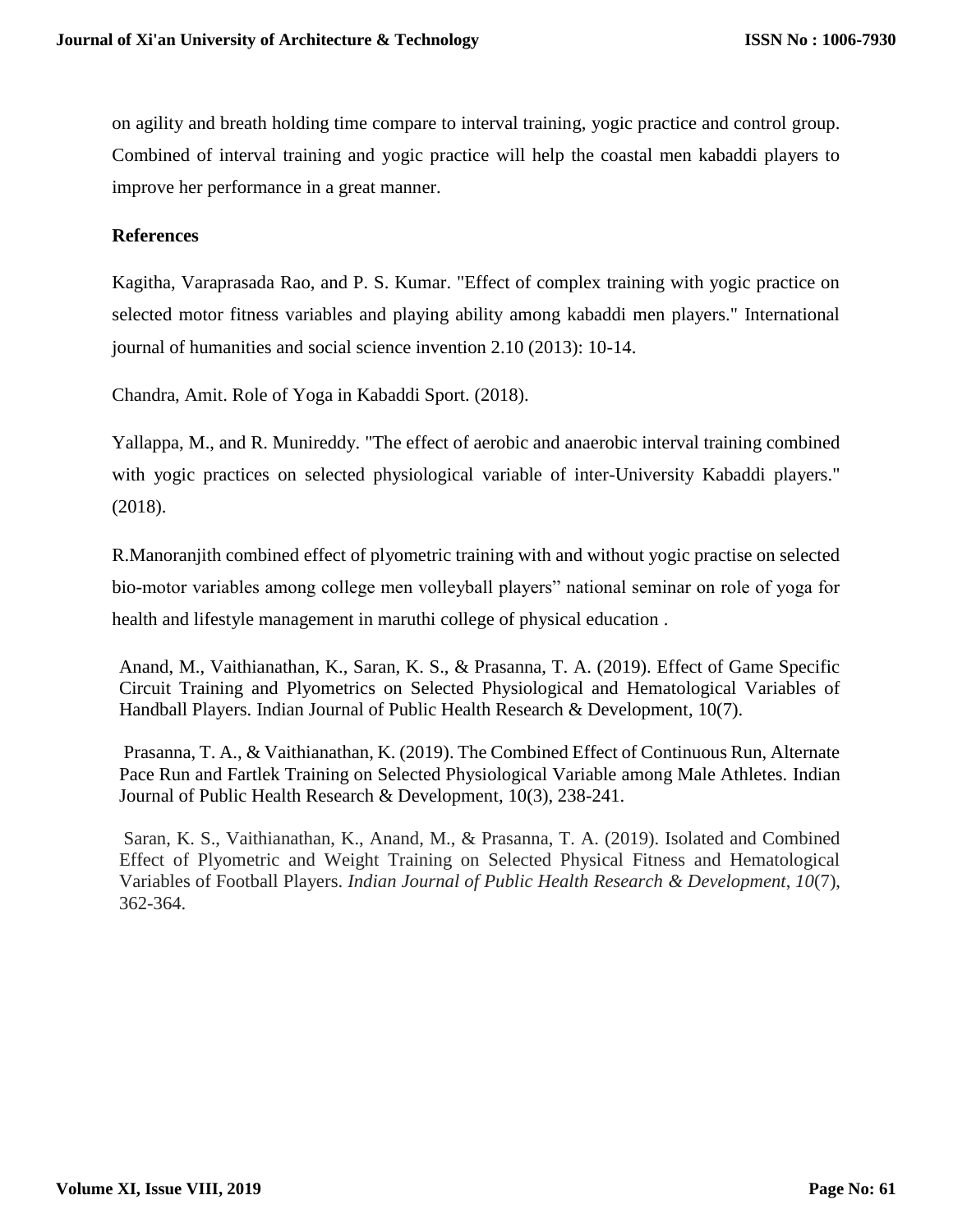on agility and breath holding time compare to interval training, yogic practice and control group. Combined of interval training and yogic practice will help the coastal men kabaddi players to improve her performance in a great manner.

## References

Kagitha, Varaprasada Rao, and P. S. Kumar. "Effect of complex training with yogic practice on selected motor fitness variables and playing ability among kabaddi men players." International journal of humanities and social science invention 2.10 (2013): 10-14.

Chandra, Amit. Role of Yoga in Kabaddi Sport. (2018).

Yallappa, M., and R. Munireddy. "The effect of aerobic and anaerobic interval training combined with yogic practices on selected physiological variable of inter-University Kabaddi players." (2018).

R.Manoranjith combined effect of plyometric training with and without yogic practise on selected bio-motor variables among college men volleyball players" national seminar on role of yoga for health and lifestyle management in maruthi college of physical education .

Anand, M., Vaithianathan, K., Saran, K. S., & Prasanna, T. A. (2019). Effect of Game Specific Circuit Training and Plyometrics on Selected Physiological and Hematological Variables of Handball Players. Indian Journal of Public Health Research & Development, 10(7).

Prasanna, T. A., & Vaithianathan, K. (2019). The Combined Effect of Continuous Run, Alternate Pace Run and Fartlek Training on Selected Physiological Variable among Male Athletes. Indian Journal of Public Health Research & Development, 10(3), 238-241.

Saran, K. S., Vaithianathan, K., Anand, M., & Prasanna, T. A. (2019). Isolated and Combined Effect of Plyometric and Weight Training on Selected Physical Fitness and Hematological Variables of Football Players. *Indian Journal of Public Health Research & Development*, *10*(7), 362-364.